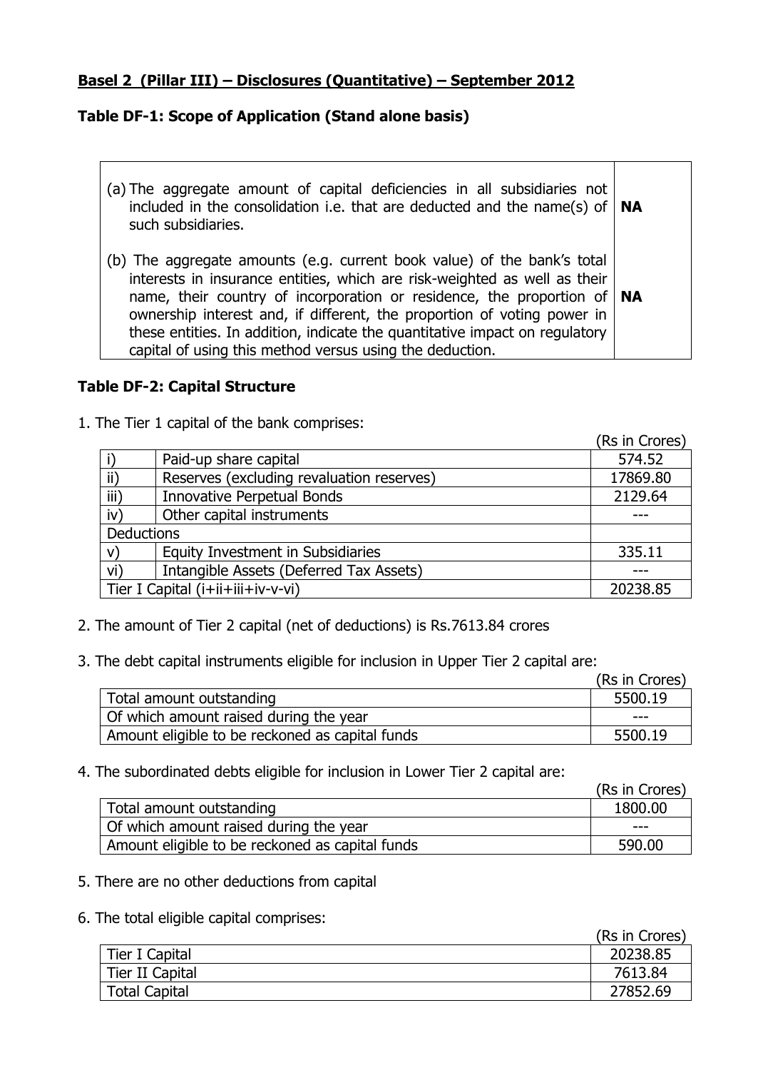**Basel 2 (Pillar III) – Disclosures (Quantitative) – September 2012**

**Table DF-1: Scope of Application (Stand alone basis)**

| | |
|---|---|
| (a) The aggregate amount of capital deficiencies in all subsidiaries not included in the consolidation i.e. that are deducted and the name(s) of such subsidiaries. | **NA** |
| (b) The aggregate amounts (e.g. current book value) of the bank's total interests in insurance entities, which are risk-weighted as well as their name, their country of incorporation or residence, the proportion of ownership interest and, if different, the proportion of voting power in these entities. In addition, indicate the quantitative impact on regulatory capital of using this method versus using the deduction. | **NA** |

**Table DF-2: Capital Structure**

1. The Tier 1 capital of the bank comprises:

(Rs in Crores)

| | | |
|---|---|---|
| i) | Paid-up share capital | 574.52 |
| ii) | Reserves (excluding revaluation reserves) | 17869.80 |
| iii) | Innovative Perpetual Bonds | 2129.64 |
| iv) | Other capital instruments | --- |
| Deductions | | |
| v) | Equity Investment in Subsidiaries | 335.11 |
| vi) | Intangible Assets (Deferred Tax Assets) | --- |
| Tier I Capital (i+ii+iii+iv-v-vi) | | 20238.85 |

2. The amount of Tier 2 capital (net of deductions) is Rs.7613.84 crores

3. The debt capital instruments eligible for inclusion in Upper Tier 2 capital are:

(Rs in Crores)

| | |
|---|---|
| Total amount outstanding | 5500.19 |
| Of which amount raised during the year | --- |
| Amount eligible to be reckoned as capital funds | 5500.19 |

4. The subordinated debts eligible for inclusion in Lower Tier 2 capital are:

(Rs in Crores)

| | |
|---|---|
| Total amount outstanding | 1800.00 |
| Of which amount raised during the year | --- |
| Amount eligible to be reckoned as capital funds | 590.00 |

5. There are no other deductions from capital

6. The total eligible capital comprises:

(Rs in Crores)

| | |
|---|---|
| Tier I Capital | 20238.85 |
| Tier II Capital | 7613.84 |
| Total Capital | 27852.69 |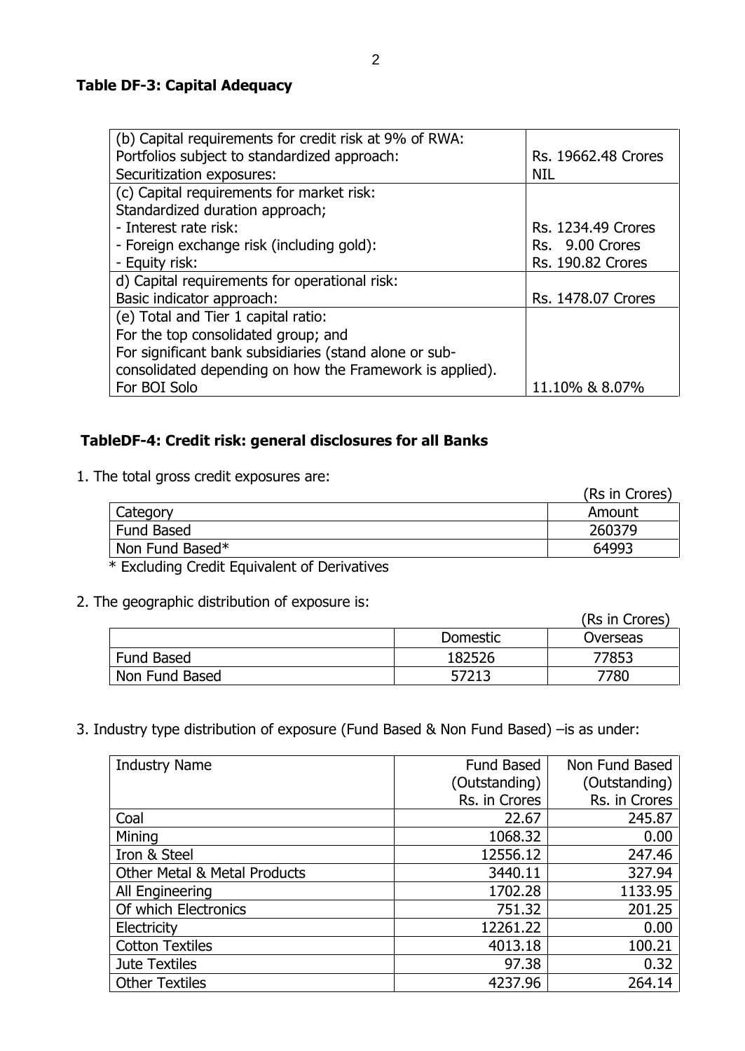**Table DF-3: Capital Adequacy**

| | |
|---|---|
| (b) Capital requirements for credit risk at 9% of RWA:<br>Portfolios subject to standardized approach:<br>Securitization exposures: | <br>Rs. 19662.48 Crores<br>NIL |
| (c) Capital requirements for market risk:<br>Standardized duration approach;<br>- Interest rate risk:<br>- Foreign exchange risk (including gold):<br>- Equity risk: | <br><br>Rs. 1234.49 Crores<br>Rs. 9.00 Crores<br>Rs. 190.82 Crores |
| d) Capital requirements for operational risk:<br>Basic indicator approach: | <br>Rs. 1478.07 Crores |
| (e) Total and Tier 1 capital ratio:<br>For the top consolidated group; and<br>For significant bank subsidiaries (stand alone or sub-consolidated depending on how the Framework is applied).<br>For BOI Solo | <br><br><br><br>11.10% & 8.07% |

**TableDF-4: Credit risk: general disclosures for all Banks**

1. The total gross credit exposures are:

(Rs in Crores)

| Category | Amount |
|---|---|
| Fund Based | 260379 |
| Non Fund Based* | 64993 |

\* Excluding Credit Equivalent of Derivatives

2. The geographic distribution of exposure is:

(Rs in Crores)

| | Domestic | Overseas |
|---|---|---|
| Fund Based | 182526 | 77853 |
| Non Fund Based | 57213 | 7780 |

3. Industry type distribution of exposure (Fund Based & Non Fund Based) –is as under:

| Industry Name | Fund Based (Outstanding) Rs. in Crores | Non Fund Based (Outstanding) Rs. in Crores |
|---|---|---|
| Coal | 22.67 | 245.87 |
| Mining | 1068.32 | 0.00 |
| Iron & Steel | 12556.12 | 247.46 |
| Other Metal & Metal Products | 3440.11 | 327.94 |
| All Engineering | 1702.28 | 1133.95 |
| Of which Electronics | 751.32 | 201.25 |
| Electricity | 12261.22 | 0.00 |
| Cotton Textiles | 4013.18 | 100.21 |
| Jute Textiles | 97.38 | 0.32 |
| Other Textiles | 4237.96 | 264.14 |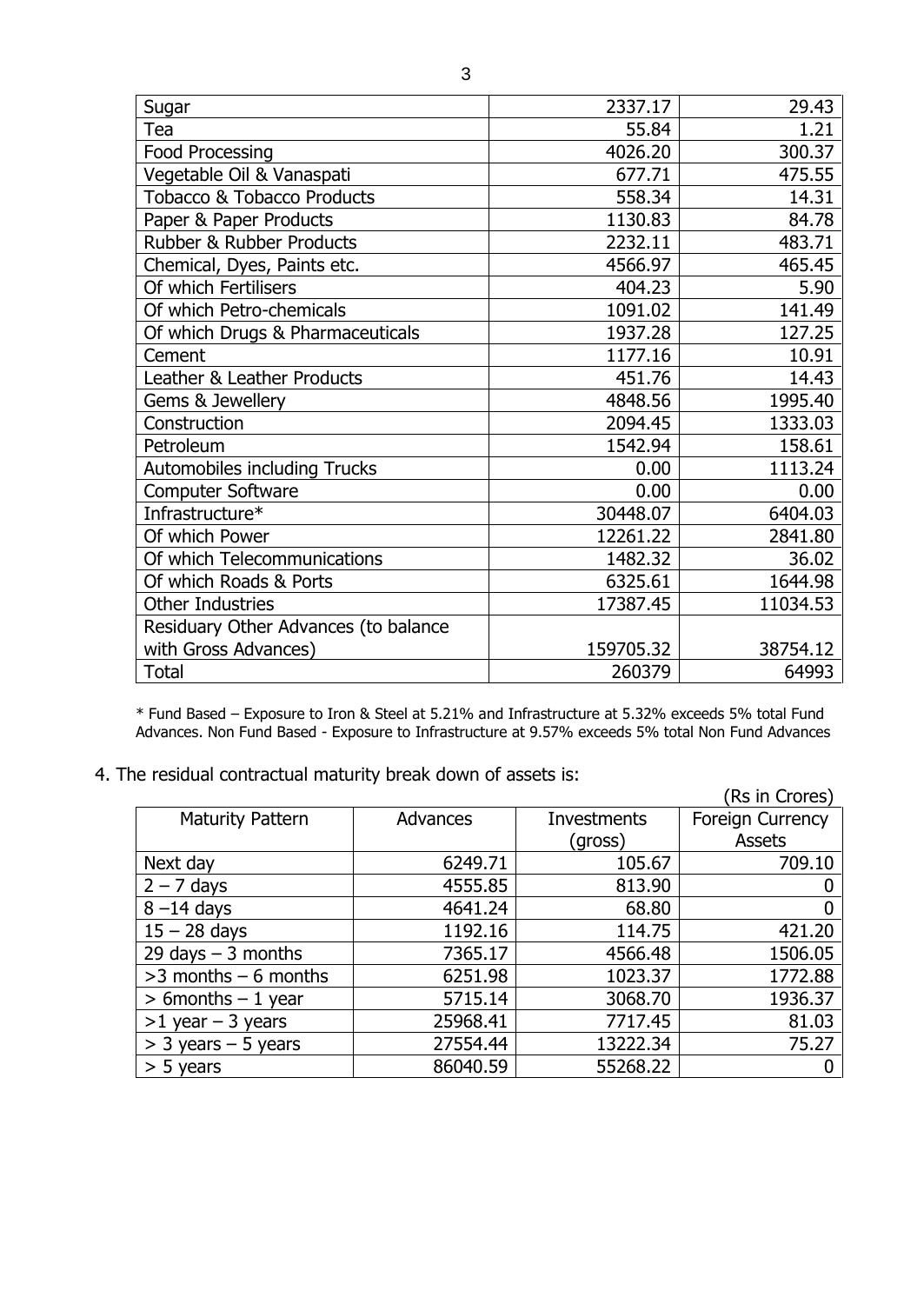| | | |
|---|---|---|
| Sugar | 2337.17 | 29.43 |
| Tea | 55.84 | 1.21 |
| Food Processing | 4026.20 | 300.37 |
| Vegetable Oil & Vanaspati | 677.71 | 475.55 |
| Tobacco & Tobacco Products | 558.34 | 14.31 |
| Paper & Paper Products | 1130.83 | 84.78 |
| Rubber & Rubber Products | 2232.11 | 483.71 |
| Chemical, Dyes, Paints etc. | 4566.97 | 465.45 |
| Of which Fertilisers | 404.23 | 5.90 |
| Of which Petro-chemicals | 1091.02 | 141.49 |
| Of which Drugs & Pharmaceuticals | 1937.28 | 127.25 |
| Cement | 1177.16 | 10.91 |
| Leather & Leather Products | 451.76 | 14.43 |
| Gems & Jewellery | 4848.56 | 1995.40 |
| Construction | 2094.45 | 1333.03 |
| Petroleum | 1542.94 | 158.61 |
| Automobiles including Trucks | 0.00 | 1113.24 |
| Computer Software | 0.00 | 0.00 |
| Infrastructure* | 30448.07 | 6404.03 |
| Of which Power | 12261.22 | 2841.80 |
| Of which Telecommunications | 1482.32 | 36.02 |
| Of which Roads & Ports | 6325.61 | 1644.98 |
| Other Industries | 17387.45 | 11034.53 |
| Residuary Other Advances (to balance with Gross Advances) | 159705.32 | 38754.12 |
| Total | 260379 | 64993 |

* Fund Based – Exposure to Iron & Steel at 5.21% and Infrastructure at 5.32% exceeds 5% total Fund Advances. Non Fund Based - Exposure to Infrastructure at 9.57% exceeds 5% total Non Fund Advances

4. The residual contractual maturity break down of assets is:

(Rs in Crores)

| Maturity Pattern | Advances | Investments (gross) | Foreign Currency Assets |
|---|---|---|---|
| Next day | 6249.71 | 105.67 | 709.10 |
| 2 – 7 days | 4555.85 | 813.90 | 0 |
| 8 –14 days | 4641.24 | 68.80 | 0 |
| 15 – 28 days | 1192.16 | 114.75 | 421.20 |
| 29 days – 3 months | 7365.17 | 4566.48 | 1506.05 |
| >3 months – 6 months | 6251.98 | 1023.37 | 1772.88 |
| > 6months – 1 year | 5715.14 | 3068.70 | 1936.37 |
| >1 year – 3 years | 25968.41 | 7717.45 | 81.03 |
| > 3 years – 5 years | 27554.44 | 13222.34 | 75.27 |
| > 5 years | 86040.59 | 55268.22 | 0 |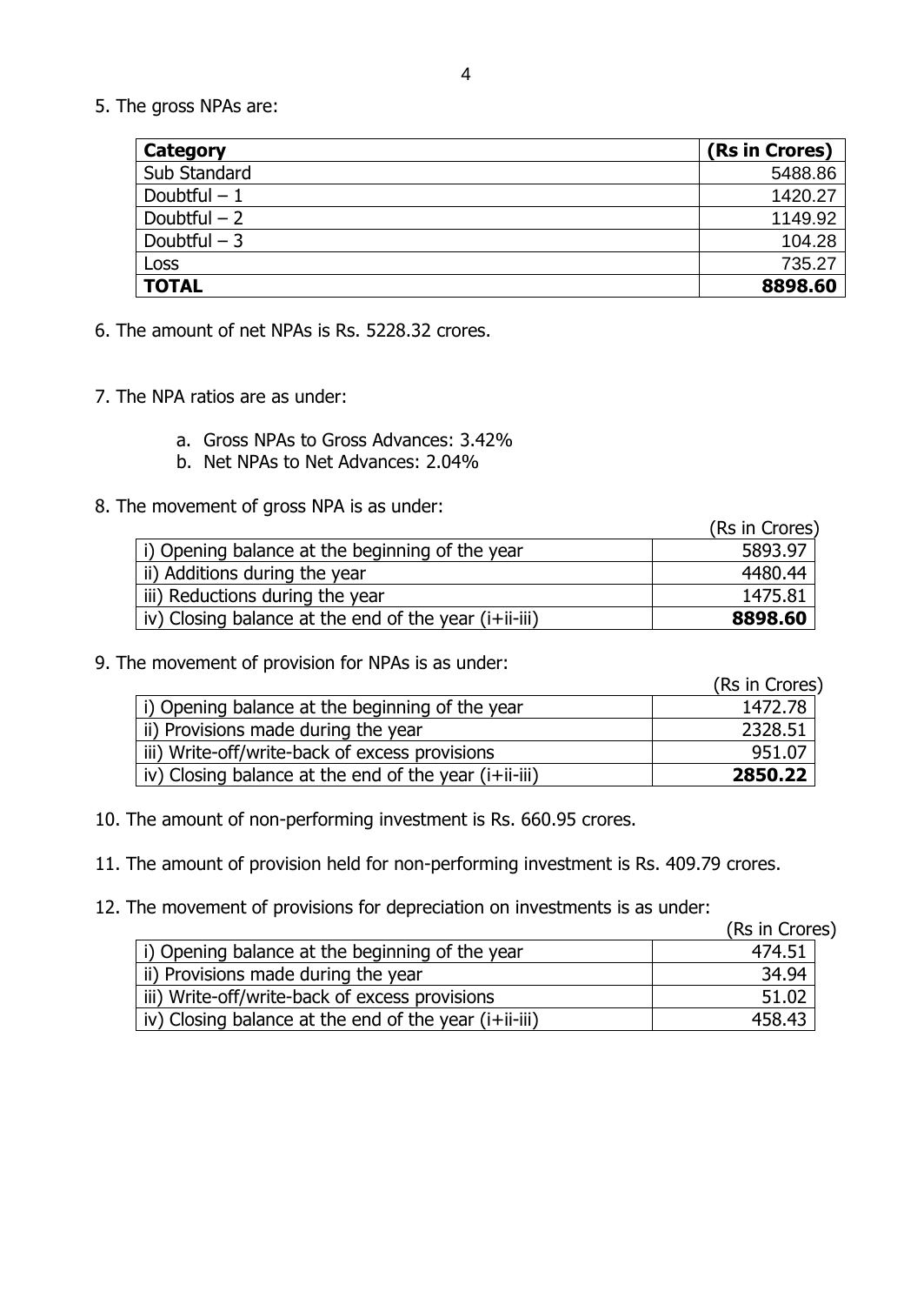5. The gross NPAs are:

| **Category** | **(Rs in Crores)** |
|---|---|
| Sub Standard | 5488.86 |
| Doubtful – 1 | 1420.27 |
| Doubtful – 2 | 1149.92 |
| Doubtful – 3 | 104.28 |
| Loss | 735.27 |
| **TOTAL** | **8898.60** |

6. The amount of net NPAs is Rs. 5228.32 crores.

7. The NPA ratios are as under:

   a. Gross NPAs to Gross Advances: 3.42%
   b. Net NPAs to Net Advances: 2.04%

8. The movement of gross NPA is as under:

| | (Rs in Crores) |
|---|---|
| i) Opening balance at the beginning of the year | 5893.97 |
| ii) Additions during the year | 4480.44 |
| iii) Reductions during the year | 1475.81 |
| iv) Closing balance at the end of the year (i+ii-iii) | **8898.60** |

9. The movement of provision for NPAs is as under:

| | (Rs in Crores) |
|---|---|
| i) Opening balance at the beginning of the year | 1472.78 |
| ii) Provisions made during the year | 2328.51 |
| iii) Write-off/write-back of excess provisions | 951.07 |
| iv) Closing balance at the end of the year (i+ii-iii) | **2850.22** |

10. The amount of non-performing investment is Rs. 660.95 crores.

11. The amount of provision held for non-performing investment is Rs. 409.79 crores.

12. The movement of provisions for depreciation on investments is as under:

| | (Rs in Crores) |
|---|---|
| i) Opening balance at the beginning of the year | 474.51 |
| ii) Provisions made during the year | 34.94 |
| iii) Write-off/write-back of excess provisions | 51.02 |
| iv) Closing balance at the end of the year (i+ii-iii) | 458.43 |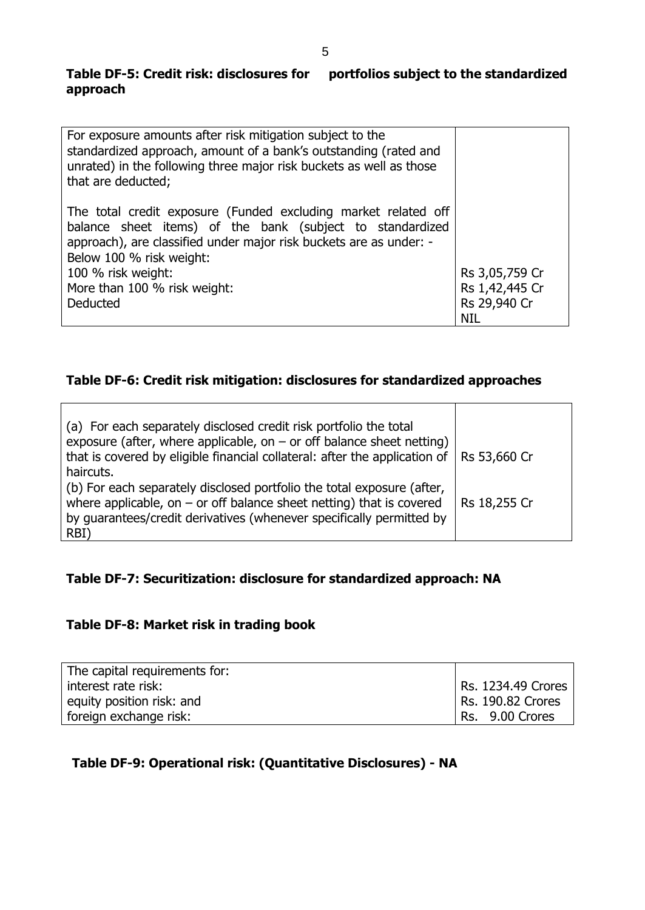### Table DF-5: Credit risk: disclosures for portfolios subject to the standardized approach

| For exposure amounts after risk mitigation subject to the standardized approach, amount of a bank's outstanding (rated and unrated) in the following three major risk buckets as well as those that are deducted;<br><br>The total credit exposure (Funded excluding market related off balance sheet items) of the bank (subject to standardized approach), are classified under major risk buckets are as under: -<br>Below 100 % risk weight:<br>100 % risk weight:<br>More than 100 % risk weight:<br>Deducted | <br><br><br><br><br><br>Rs 3,05,759 Cr<br>Rs 1,42,445 Cr<br>Rs 29,940 Cr<br>NIL |
|---|---|

### Table DF-6: Credit risk mitigation: disclosures for standardized approaches

| (a) For each separately disclosed credit risk portfolio the total exposure (after, where applicable, on – or off balance sheet netting) that is covered by eligible financial collateral: after the application of haircuts. | Rs 53,660 Cr |
|---|---|
| (b) For each separately disclosed portfolio the total exposure (after, where applicable, on – or off balance sheet netting) that is covered by guarantees/credit derivatives (whenever specifically permitted by RBI) | Rs 18,255 Cr |

### Table DF-7: Securitization: disclosure for standardized approach: NA

### Table DF-8: Market risk in trading book

| The capital requirements for:<br>interest rate risk:<br>equity position risk: and<br>foreign exchange risk: | <br>Rs. 1234.49 Crores<br>Rs. 190.82 Crores<br>Rs. 9.00 Crores |
|---|---|

### Table DF-9: Operational risk: (Quantitative Disclosures) - NA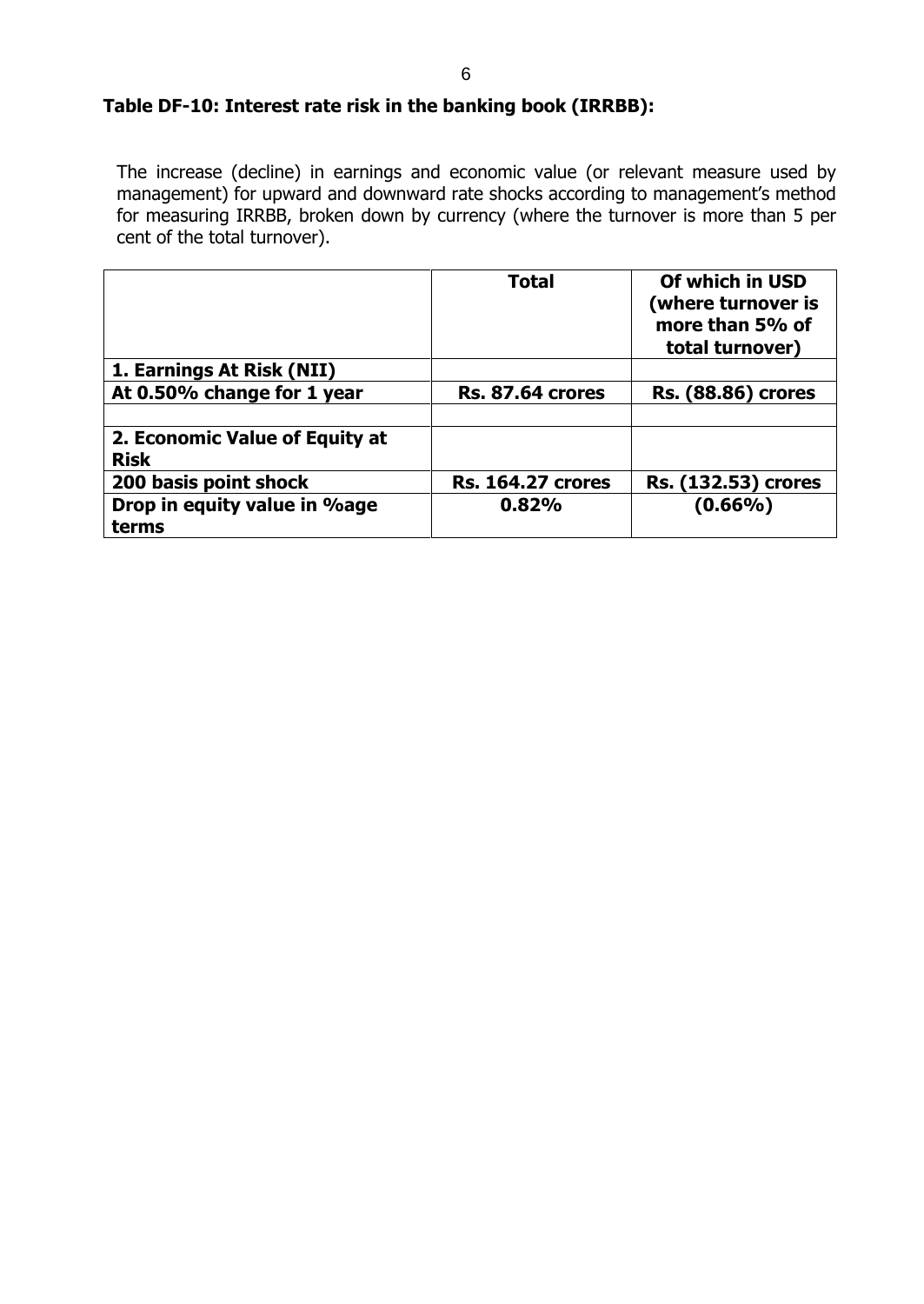**Table DF-10: Interest rate risk in the banking book (IRRBB):**

The increase (decline) in earnings and economic value (or relevant measure used by management) for upward and downward rate shocks according to management's method for measuring IRRBB, broken down by currency (where the turnover is more than 5 per cent of the total turnover).

| | **Total** | **Of which in USD (where turnover is more than 5% of total turnover)** |
|---|---|---|
| **1. Earnings At Risk (NII)** | | |
| **At 0.50% change for 1 year** | **Rs. 87.64 crores** | **Rs. (88.86) crores** |
| | | |
| **2. Economic Value of Equity at Risk** | | |
| **200 basis point shock** | **Rs. 164.27 crores** | **Rs. (132.53) crores** |
| **Drop in equity value in %age terms** | **0.82%** | **(0.66%)** |